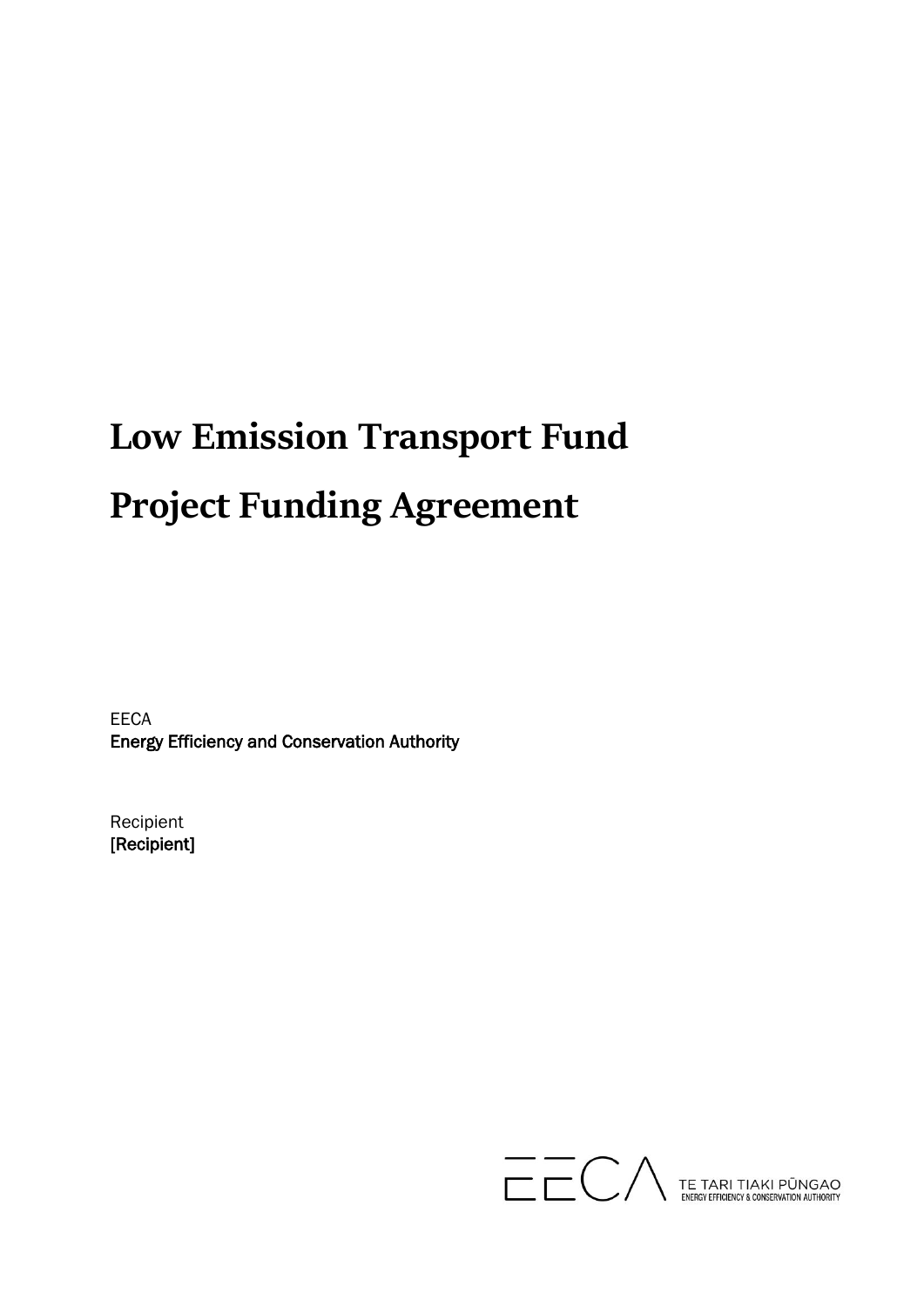# Low Emission Transport Fund

# Project Funding Agreement

EECA
**Energy Efficiency and Conservation Authority**

Recipient
**[Recipient]**

TE TARI TIAKI PŪNGAO
ENERGY EFFICIENCY & CONSERVATION AUTHORITY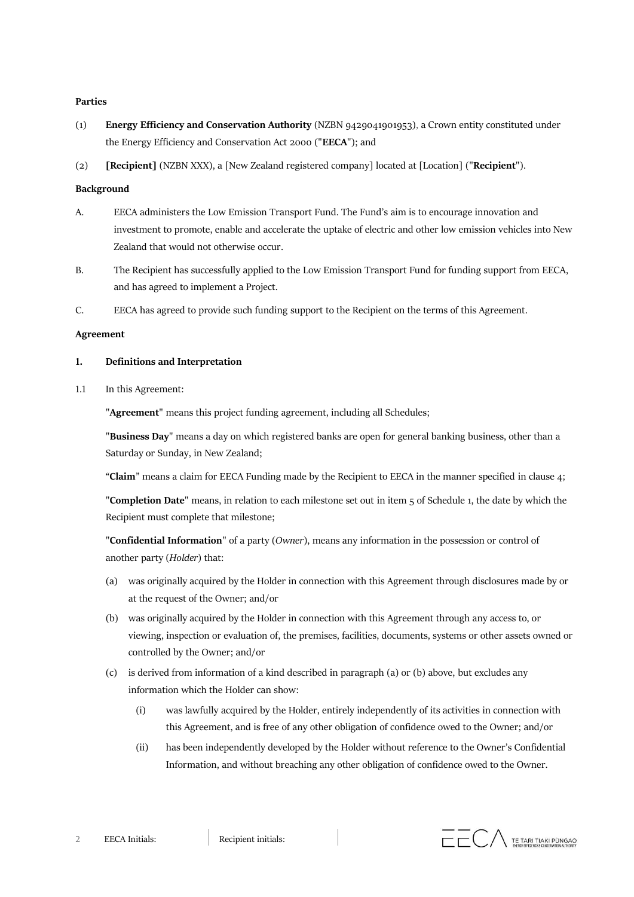**Parties**

(1) **Energy Efficiency and Conservation Authority** (NZBN 9429041901953), a Crown entity constituted under the Energy Efficiency and Conservation Act 2000 ("**EECA**"); and

(2) **[Recipient]** (NZBN XXX), a [New Zealand registered company] located at [Location] ("**Recipient**").

**Background**

A. EECA administers the Low Emission Transport Fund. The Fund's aim is to encourage innovation and investment to promote, enable and accelerate the uptake of electric and other low emission vehicles into New Zealand that would not otherwise occur.

B. The Recipient has successfully applied to the Low Emission Transport Fund for funding support from EECA, and has agreed to implement a Project.

C. EECA has agreed to provide such funding support to the Recipient on the terms of this Agreement.

**Agreement**

**1. Definitions and Interpretation**

1.1 In this Agreement:

"**Agreement**" means this project funding agreement, including all Schedules;

"**Business Day**" means a day on which registered banks are open for general banking business, other than a Saturday or Sunday, in New Zealand;

"**Claim**" means a claim for EECA Funding made by the Recipient to EECA in the manner specified in clause 4;

"**Completion Date**" means, in relation to each milestone set out in item 5 of Schedule 1, the date by which the Recipient must complete that milestone;

"**Confidential Information**" of a party (*Owner*), means any information in the possession or control of another party (*Holder*) that:

(a) was originally acquired by the Holder in connection with this Agreement through disclosures made by or at the request of the Owner; and/or

(b) was originally acquired by the Holder in connection with this Agreement through any access to, or viewing, inspection or evaluation of, the premises, facilities, documents, systems or other assets owned or controlled by the Owner; and/or

(c) is derived from information of a kind described in paragraph (a) or (b) above, but excludes any information which the Holder can show:

   (i) was lawfully acquired by the Holder, entirely independently of its activities in connection with this Agreement, and is free of any other obligation of confidence owed to the Owner; and/or

   (ii) has been independently developed by the Holder without reference to the Owner's Confidential Information, and without breaching any other obligation of confidence owed to the Owner.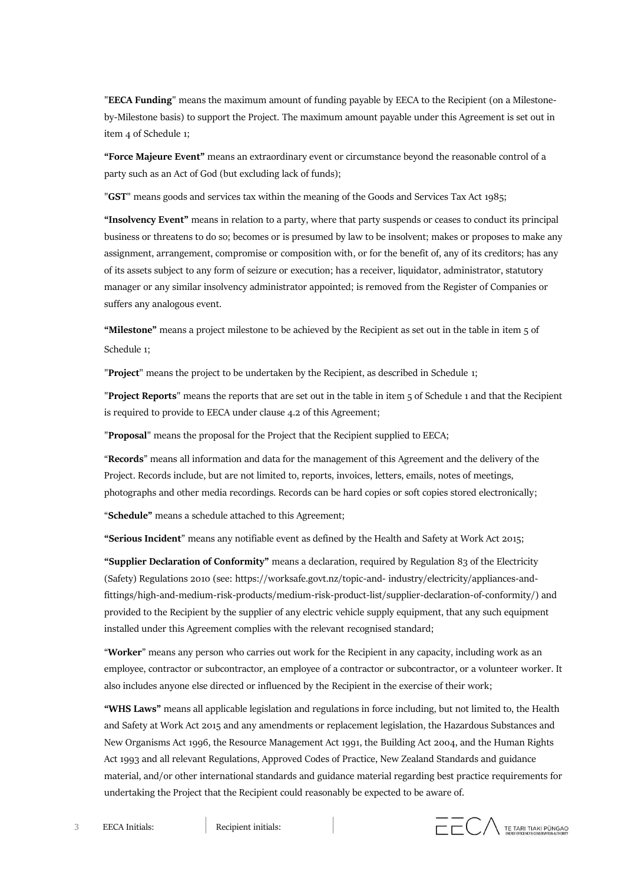"**EECA Funding**" means the maximum amount of funding payable by EECA to the Recipient (on a Milestone-by-Milestone basis) to support the Project. The maximum amount payable under this Agreement is set out in item 4 of Schedule 1;

**"Force Majeure Event"** means an extraordinary event or circumstance beyond the reasonable control of a party such as an Act of God (but excluding lack of funds);

"**GST**" means goods and services tax within the meaning of the Goods and Services Tax Act 1985;

**"Insolvency Event"** means in relation to a party, where that party suspends or ceases to conduct its principal business or threatens to do so; becomes or is presumed by law to be insolvent; makes or proposes to make any assignment, arrangement, compromise or composition with, or for the benefit of, any of its creditors; has any of its assets subject to any form of seizure or execution; has a receiver, liquidator, administrator, statutory manager or any similar insolvency administrator appointed; is removed from the Register of Companies or suffers any analogous event.

**"Milestone"** means a project milestone to be achieved by the Recipient as set out in the table in item 5 of Schedule 1;

"**Project**" means the project to be undertaken by the Recipient, as described in Schedule 1;

"**Project Reports**" means the reports that are set out in the table in item 5 of Schedule 1 and that the Recipient is required to provide to EECA under clause 4.2 of this Agreement;

"**Proposal**" means the proposal for the Project that the Recipient supplied to EECA;

"**Records**" means all information and data for the management of this Agreement and the delivery of the Project. Records include, but are not limited to, reports, invoices, letters, emails, notes of meetings, photographs and other media recordings. Records can be hard copies or soft copies stored electronically;

"**Schedule"** means a schedule attached to this Agreement;

**"Serious Incident**" means any notifiable event as defined by the Health and Safety at Work Act 2015;

**"Supplier Declaration of Conformity"** means a declaration, required by Regulation 83 of the Electricity (Safety) Regulations 2010 (see: https://worksafe.govt.nz/topic-and- industry/electricity/appliances-and-fittings/high-and-medium-risk-products/medium-risk-product-list/supplier-declaration-of-conformity/) and provided to the Recipient by the supplier of any electric vehicle supply equipment, that any such equipment installed under this Agreement complies with the relevant recognised standard;

"**Worker**" means any person who carries out work for the Recipient in any capacity, including work as an employee, contractor or subcontractor, an employee of a contractor or subcontractor, or a volunteer worker. It also includes anyone else directed or influenced by the Recipient in the exercise of their work;

**"WHS Laws"** means all applicable legislation and regulations in force including, but not limited to, the Health and Safety at Work Act 2015 and any amendments or replacement legislation, the Hazardous Substances and New Organisms Act 1996, the Resource Management Act 1991, the Building Act 2004, and the Human Rights Act 1993 and all relevant Regulations, Approved Codes of Practice, New Zealand Standards and guidance material, and/or other international standards and guidance material regarding best practice requirements for undertaking the Project that the Recipient could reasonably be expected to be aware of.

EECA Initials: | Recipient initials: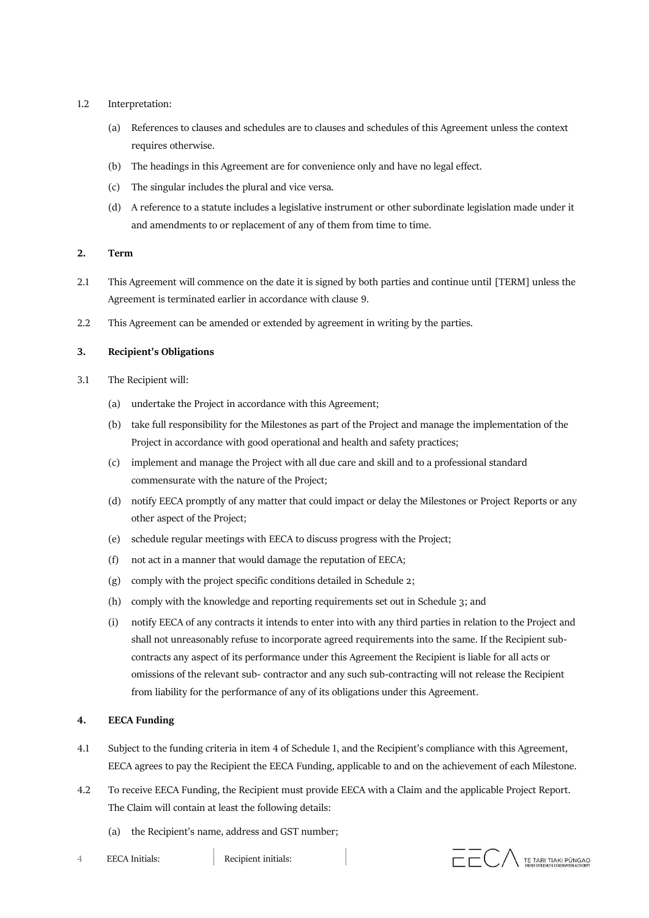1.2 Interpretation:

(a) References to clauses and schedules are to clauses and schedules of this Agreement unless the context requires otherwise.

(b) The headings in this Agreement are for convenience only and have no legal effect.

(c) The singular includes the plural and vice versa.

(d) A reference to a statute includes a legislative instrument or other subordinate legislation made under it and amendments to or replacement of any of them from time to time.

**2. Term**

2.1 This Agreement will commence on the date it is signed by both parties and continue until [TERM] unless the Agreement is terminated earlier in accordance with clause 9.

2.2 This Agreement can be amended or extended by agreement in writing by the parties.

**3. Recipient's Obligations**

3.1 The Recipient will:

(a) undertake the Project in accordance with this Agreement;

(b) take full responsibility for the Milestones as part of the Project and manage the implementation of the Project in accordance with good operational and health and safety practices;

(c) implement and manage the Project with all due care and skill and to a professional standard commensurate with the nature of the Project;

(d) notify EECA promptly of any matter that could impact or delay the Milestones or Project Reports or any other aspect of the Project;

(e) schedule regular meetings with EECA to discuss progress with the Project;

(f) not act in a manner that would damage the reputation of EECA;

(g) comply with the project specific conditions detailed in Schedule 2;

(h) comply with the knowledge and reporting requirements set out in Schedule 3; and

(i) notify EECA of any contracts it intends to enter into with any third parties in relation to the Project and shall not unreasonably refuse to incorporate agreed requirements into the same. If the Recipient sub-contracts any aspect of its performance under this Agreement the Recipient is liable for all acts or omissions of the relevant sub- contractor and any such sub-contracting will not release the Recipient from liability for the performance of any of its obligations under this Agreement.

**4. EECA Funding**

4.1 Subject to the funding criteria in item 4 of Schedule 1, and the Recipient's compliance with this Agreement, EECA agrees to pay the Recipient the EECA Funding, applicable to and on the achievement of each Milestone.

4.2 To receive EECA Funding, the Recipient must provide EECA with a Claim and the applicable Project Report. The Claim will contain at least the following details:

(a) the Recipient's name, address and GST number;

EECA Initials: | Recipient initials: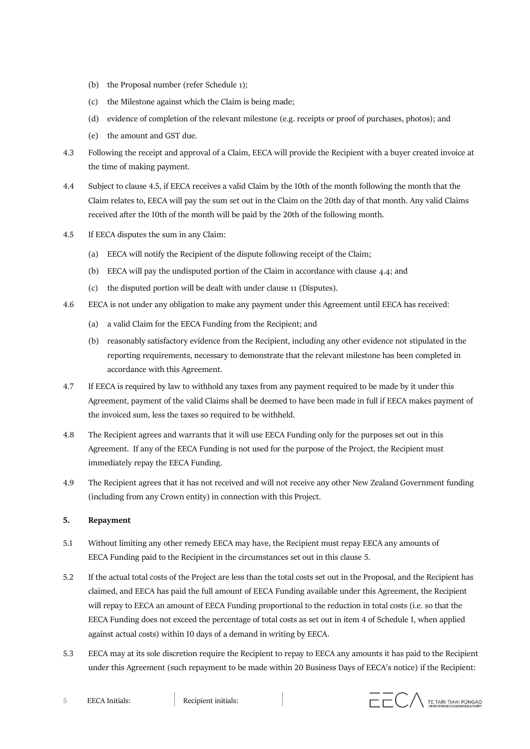(b) the Proposal number (refer Schedule 1);

(c) the Milestone against which the Claim is being made;

(d) evidence of completion of the relevant milestone (e.g. receipts or proof of purchases, photos); and

(e) the amount and GST due.

4.3 Following the receipt and approval of a Claim, EECA will provide the Recipient with a buyer created invoice at the time of making payment.

4.4 Subject to clause 4.5, if EECA receives a valid Claim by the 10th of the month following the month that the Claim relates to, EECA will pay the sum set out in the Claim on the 20th day of that month. Any valid Claims received after the 10th of the month will be paid by the 20th of the following month.

4.5 If EECA disputes the sum in any Claim:

(a) EECA will notify the Recipient of the dispute following receipt of the Claim;

(b) EECA will pay the undisputed portion of the Claim in accordance with clause 4.4; and

(c) the disputed portion will be dealt with under clause 11 (Disputes).

4.6 EECA is not under any obligation to make any payment under this Agreement until EECA has received:

(a) a valid Claim for the EECA Funding from the Recipient; and

(b) reasonably satisfactory evidence from the Recipient, including any other evidence not stipulated in the reporting requirements, necessary to demonstrate that the relevant milestone has been completed in accordance with this Agreement.

4.7 If EECA is required by law to withhold any taxes from any payment required to be made by it under this Agreement, payment of the valid Claims shall be deemed to have been made in full if EECA makes payment of the invoiced sum, less the taxes so required to be withheld.

4.8 The Recipient agrees and warrants that it will use EECA Funding only for the purposes set out in this Agreement. If any of the EECA Funding is not used for the purpose of the Project, the Recipient must immediately repay the EECA Funding.

4.9 The Recipient agrees that it has not received and will not receive any other New Zealand Government funding (including from any Crown entity) in connection with this Project.

**5. Repayment**

5.1 Without limiting any other remedy EECA may have, the Recipient must repay EECA any amounts of EECA Funding paid to the Recipient in the circumstances set out in this clause 5.

5.2 If the actual total costs of the Project are less than the total costs set out in the Proposal, and the Recipient has claimed, and EECA has paid the full amount of EECA Funding available under this Agreement, the Recipient will repay to EECA an amount of EECA Funding proportional to the reduction in total costs (i.e. so that the EECA Funding does not exceed the percentage of total costs as set out in item 4 of Schedule 1, when applied against actual costs) within 10 days of a demand in writing by EECA.

5.3 EECA may at its sole discretion require the Recipient to repay to EECA any amounts it has paid to the Recipient under this Agreement (such repayment to be made within 20 Business Days of EECA's notice) if the Recipient:

EECA Initials: | Recipient initials: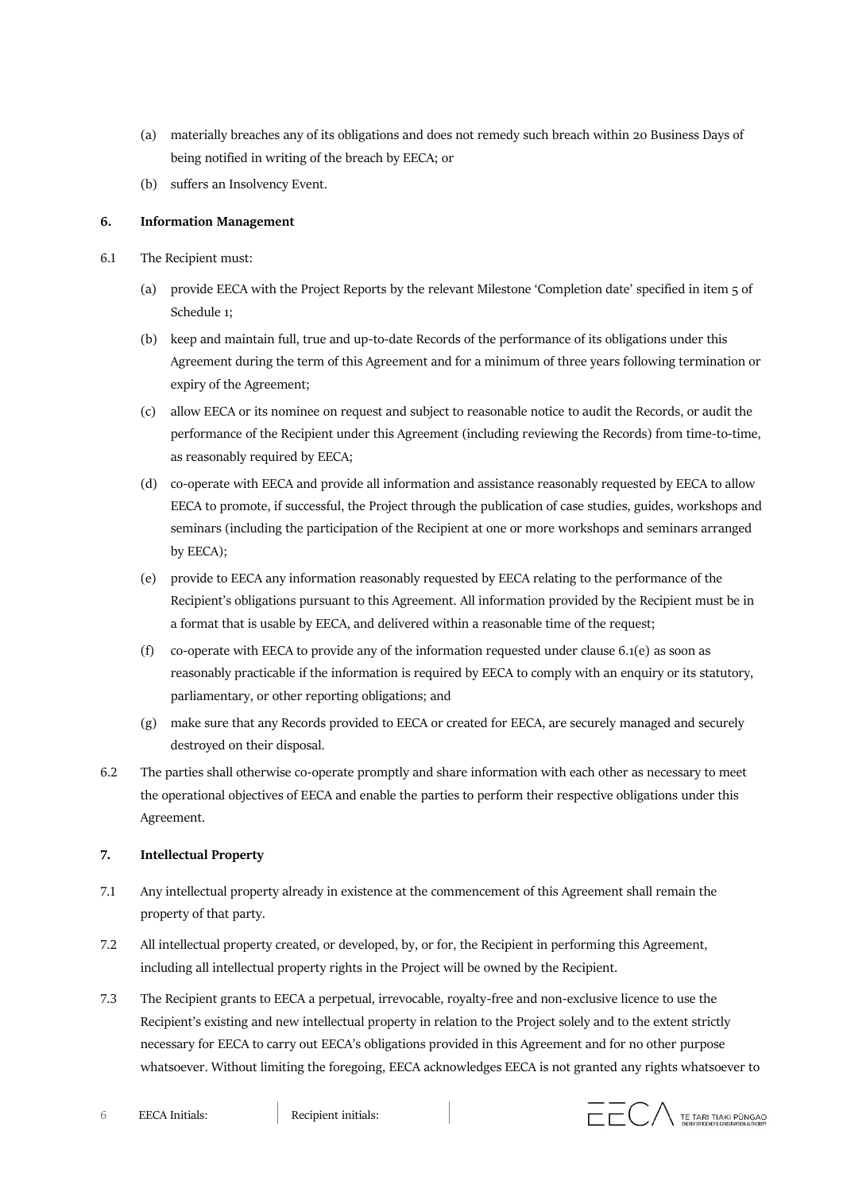(a) materially breaches any of its obligations and does not remedy such breach within 20 Business Days of being notified in writing of the breach by EECA; or

(b) suffers an Insolvency Event.

**6. Information Management**

6.1 The Recipient must:

(a) provide EECA with the Project Reports by the relevant Milestone 'Completion date' specified in item 5 of Schedule 1;

(b) keep and maintain full, true and up-to-date Records of the performance of its obligations under this Agreement during the term of this Agreement and for a minimum of three years following termination or expiry of the Agreement;

(c) allow EECA or its nominee on request and subject to reasonable notice to audit the Records, or audit the performance of the Recipient under this Agreement (including reviewing the Records) from time-to-time, as reasonably required by EECA;

(d) co-operate with EECA and provide all information and assistance reasonably requested by EECA to allow EECA to promote, if successful, the Project through the publication of case studies, guides, workshops and seminars (including the participation of the Recipient at one or more workshops and seminars arranged by EECA);

(e) provide to EECA any information reasonably requested by EECA relating to the performance of the Recipient's obligations pursuant to this Agreement. All information provided by the Recipient must be in a format that is usable by EECA, and delivered within a reasonable time of the request;

(f) co-operate with EECA to provide any of the information requested under clause 6.1(e) as soon as reasonably practicable if the information is required by EECA to comply with an enquiry or its statutory, parliamentary, or other reporting obligations; and

(g) make sure that any Records provided to EECA or created for EECA, are securely managed and securely destroyed on their disposal.

6.2 The parties shall otherwise co-operate promptly and share information with each other as necessary to meet the operational objectives of EECA and enable the parties to perform their respective obligations under this Agreement.

**7. Intellectual Property**

7.1 Any intellectual property already in existence at the commencement of this Agreement shall remain the property of that party.

7.2 All intellectual property created, or developed, by, or for, the Recipient in performing this Agreement, including all intellectual property rights in the Project will be owned by the Recipient.

7.3 The Recipient grants to EECA a perpetual, irrevocable, royalty-free and non-exclusive licence to use the Recipient's existing and new intellectual property in relation to the Project solely and to the extent strictly necessary for EECA to carry out EECA's obligations provided in this Agreement and for no other purpose whatsoever. Without limiting the foregoing, EECA acknowledges EECA is not granted any rights whatsoever to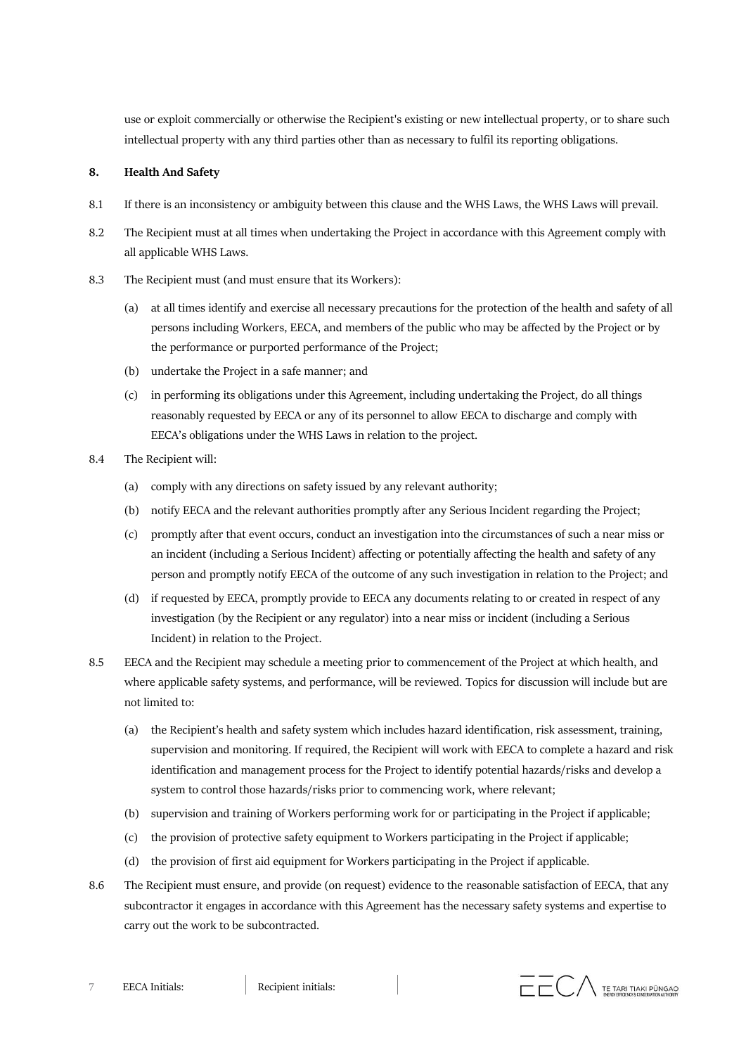use or exploit commercially or otherwise the Recipient's existing or new intellectual property, or to share such intellectual property with any third parties other than as necessary to fulfil its reporting obligations.

**8. Health And Safety**

8.1 If there is an inconsistency or ambiguity between this clause and the WHS Laws, the WHS Laws will prevail.

8.2 The Recipient must at all times when undertaking the Project in accordance with this Agreement comply with all applicable WHS Laws.

8.3 The Recipient must (and must ensure that its Workers):

(a) at all times identify and exercise all necessary precautions for the protection of the health and safety of all persons including Workers, EECA, and members of the public who may be affected by the Project or by the performance or purported performance of the Project;

(b) undertake the Project in a safe manner; and

(c) in performing its obligations under this Agreement, including undertaking the Project, do all things reasonably requested by EECA or any of its personnel to allow EECA to discharge and comply with EECA's obligations under the WHS Laws in relation to the project.

8.4 The Recipient will:

(a) comply with any directions on safety issued by any relevant authority;

(b) notify EECA and the relevant authorities promptly after any Serious Incident regarding the Project;

(c) promptly after that event occurs, conduct an investigation into the circumstances of such a near miss or an incident (including a Serious Incident) affecting or potentially affecting the health and safety of any person and promptly notify EECA of the outcome of any such investigation in relation to the Project; and

(d) if requested by EECA, promptly provide to EECA any documents relating to or created in respect of any investigation (by the Recipient or any regulator) into a near miss or incident (including a Serious Incident) in relation to the Project.

8.5 EECA and the Recipient may schedule a meeting prior to commencement of the Project at which health, and where applicable safety systems, and performance, will be reviewed. Topics for discussion will include but are not limited to:

(a) the Recipient's health and safety system which includes hazard identification, risk assessment, training, supervision and monitoring. If required, the Recipient will work with EECA to complete a hazard and risk identification and management process for the Project to identify potential hazards/risks and develop a system to control those hazards/risks prior to commencing work, where relevant;

(b) supervision and training of Workers performing work for or participating in the Project if applicable;

(c) the provision of protective safety equipment to Workers participating in the Project if applicable;

(d) the provision of first aid equipment for Workers participating in the Project if applicable.

8.6 The Recipient must ensure, and provide (on request) evidence to the reasonable satisfaction of EECA, that any subcontractor it engages in accordance with this Agreement has the necessary safety systems and expertise to carry out the work to be subcontracted.

EECA Initials: | Recipient initials: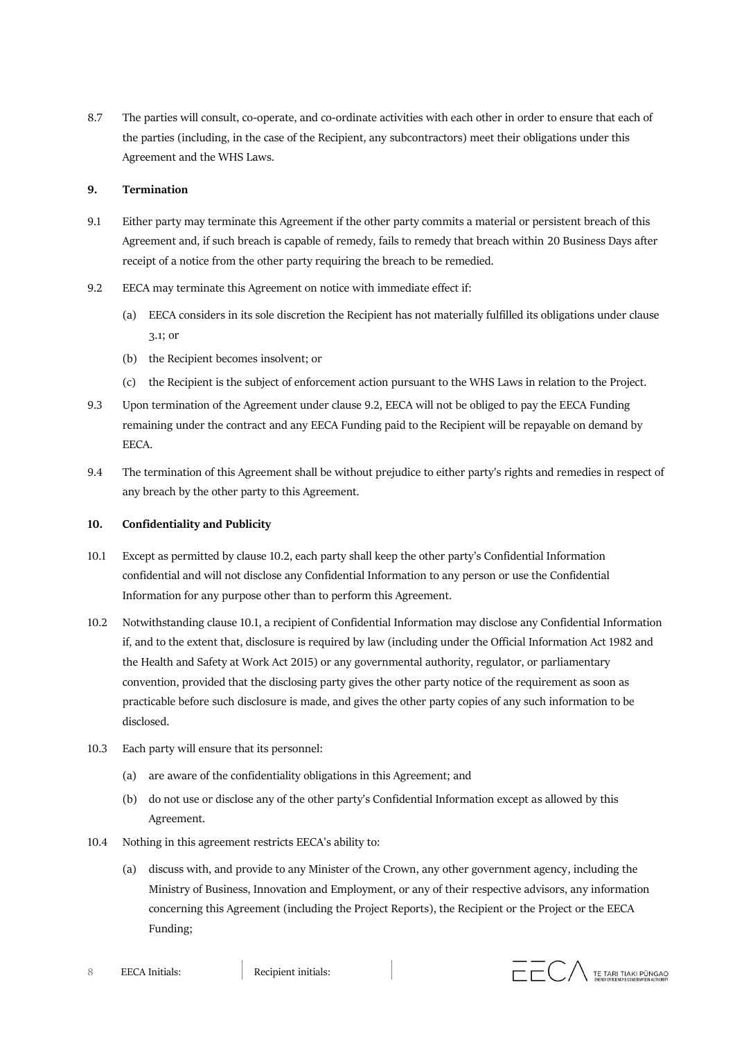8.7 The parties will consult, co-operate, and co-ordinate activities with each other in order to ensure that each of the parties (including, in the case of the Recipient, any subcontractors) meet their obligations under this Agreement and the WHS Laws.

**9. Termination**

9.1 Either party may terminate this Agreement if the other party commits a material or persistent breach of this Agreement and, if such breach is capable of remedy, fails to remedy that breach within 20 Business Days after receipt of a notice from the other party requiring the breach to be remedied.

9.2 EECA may terminate this Agreement on notice with immediate effect if:

(a) EECA considers in its sole discretion the Recipient has not materially fulfilled its obligations under clause 3.1; or

(b) the Recipient becomes insolvent; or

(c) the Recipient is the subject of enforcement action pursuant to the WHS Laws in relation to the Project.

9.3 Upon termination of the Agreement under clause 9.2, EECA will not be obliged to pay the EECA Funding remaining under the contract and any EECA Funding paid to the Recipient will be repayable on demand by EECA.

9.4 The termination of this Agreement shall be without prejudice to either party's rights and remedies in respect of any breach by the other party to this Agreement.

**10. Confidentiality and Publicity**

10.1 Except as permitted by clause 10.2, each party shall keep the other party's Confidential Information confidential and will not disclose any Confidential Information to any person or use the Confidential Information for any purpose other than to perform this Agreement.

10.2 Notwithstanding clause 10.1, a recipient of Confidential Information may disclose any Confidential Information if, and to the extent that, disclosure is required by law (including under the Official Information Act 1982 and the Health and Safety at Work Act 2015) or any governmental authority, regulator, or parliamentary convention, provided that the disclosing party gives the other party notice of the requirement as soon as practicable before such disclosure is made, and gives the other party copies of any such information to be disclosed.

10.3 Each party will ensure that its personnel:

(a) are aware of the confidentiality obligations in this Agreement; and

(b) do not use or disclose any of the other party's Confidential Information except as allowed by this Agreement.

10.4 Nothing in this agreement restricts EECA's ability to:

(a) discuss with, and provide to any Minister of the Crown, any other government agency, including the Ministry of Business, Innovation and Employment, or any of their respective advisors, any information concerning this Agreement (including the Project Reports), the Recipient or the Project or the EECA Funding;

EECA Initials: | Recipient initials: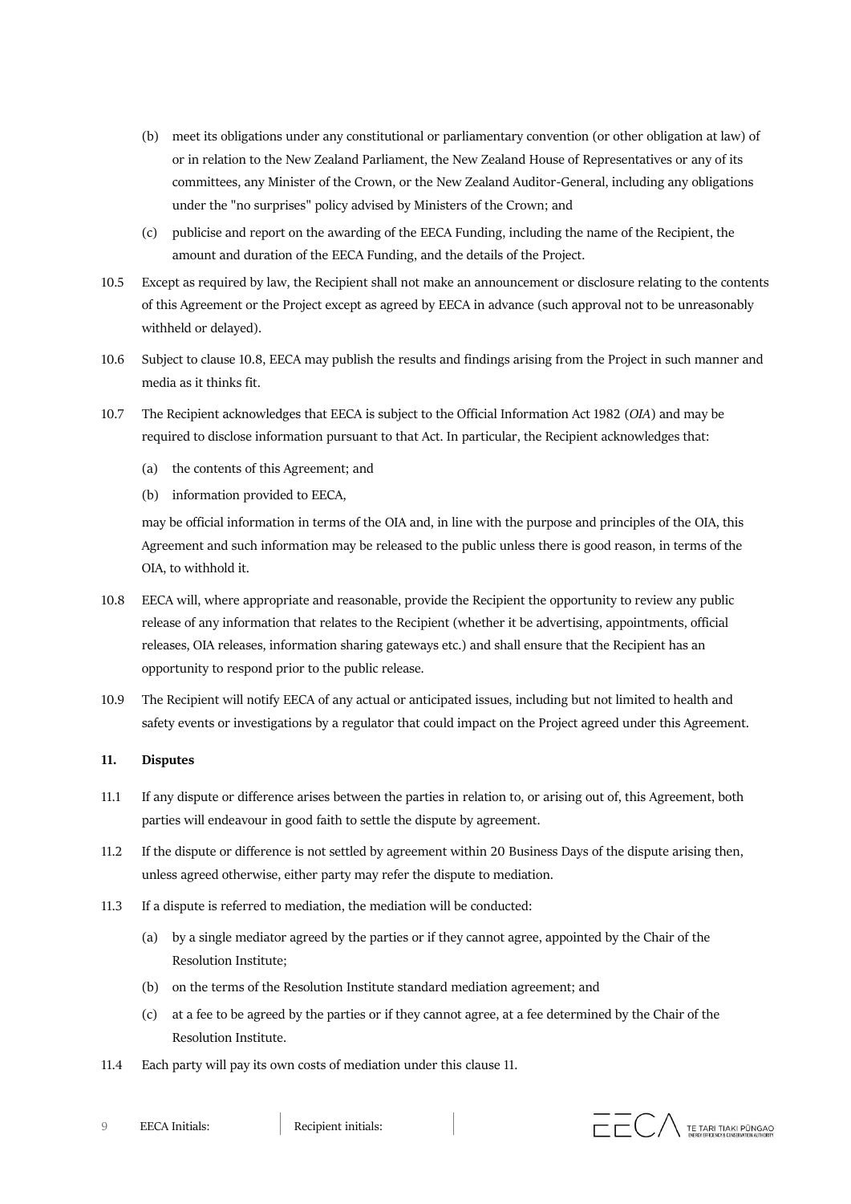(b) meet its obligations under any constitutional or parliamentary convention (or other obligation at law) of or in relation to the New Zealand Parliament, the New Zealand House of Representatives or any of its committees, any Minister of the Crown, or the New Zealand Auditor-General, including any obligations under the "no surprises" policy advised by Ministers of the Crown; and

(c) publicise and report on the awarding of the EECA Funding, including the name of the Recipient, the amount and duration of the EECA Funding, and the details of the Project.

10.5 Except as required by law, the Recipient shall not make an announcement or disclosure relating to the contents of this Agreement or the Project except as agreed by EECA in advance (such approval not to be unreasonably withheld or delayed).

10.6 Subject to clause 10.8, EECA may publish the results and findings arising from the Project in such manner and media as it thinks fit.

10.7 The Recipient acknowledges that EECA is subject to the Official Information Act 1982 (*OIA*) and may be required to disclose information pursuant to that Act. In particular, the Recipient acknowledges that:

(a) the contents of this Agreement; and

(b) information provided to EECA,

may be official information in terms of the OIA and, in line with the purpose and principles of the OIA, this Agreement and such information may be released to the public unless there is good reason, in terms of the OIA, to withhold it.

10.8 EECA will, where appropriate and reasonable, provide the Recipient the opportunity to review any public release of any information that relates to the Recipient (whether it be advertising, appointments, official releases, OIA releases, information sharing gateways etc.) and shall ensure that the Recipient has an opportunity to respond prior to the public release.

10.9 The Recipient will notify EECA of any actual or anticipated issues, including but not limited to health and safety events or investigations by a regulator that could impact on the Project agreed under this Agreement.

## 11. Disputes

11.1 If any dispute or difference arises between the parties in relation to, or arising out of, this Agreement, both parties will endeavour in good faith to settle the dispute by agreement.

11.2 If the dispute or difference is not settled by agreement within 20 Business Days of the dispute arising then, unless agreed otherwise, either party may refer the dispute to mediation.

11.3 If a dispute is referred to mediation, the mediation will be conducted:

(a) by a single mediator agreed by the parties or if they cannot agree, appointed by the Chair of the Resolution Institute;

(b) on the terms of the Resolution Institute standard mediation agreement; and

(c) at a fee to be agreed by the parties or if they cannot agree, at a fee determined by the Chair of the Resolution Institute.

11.4 Each party will pay its own costs of mediation under this clause 11.

EECA Initials: | Recipient initials: |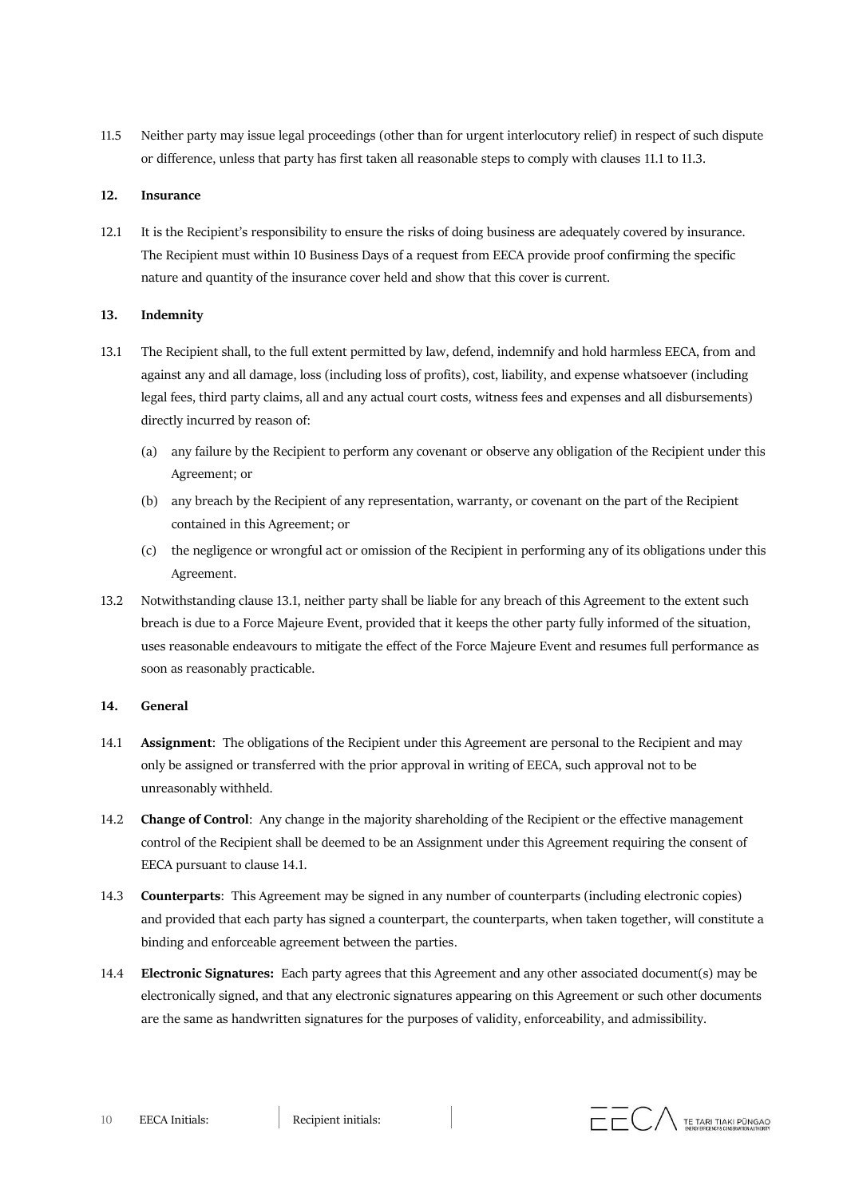11.5 Neither party may issue legal proceedings (other than for urgent interlocutory relief) in respect of such dispute or difference, unless that party has first taken all reasonable steps to comply with clauses 11.1 to 11.3.

## 12. Insurance

12.1 It is the Recipient's responsibility to ensure the risks of doing business are adequately covered by insurance. The Recipient must within 10 Business Days of a request from EECA provide proof confirming the specific nature and quantity of the insurance cover held and show that this cover is current.

## 13. Indemnity

13.1 The Recipient shall, to the full extent permitted by law, defend, indemnify and hold harmless EECA, from and against any and all damage, loss (including loss of profits), cost, liability, and expense whatsoever (including legal fees, third party claims, all and any actual court costs, witness fees and expenses and all disbursements) directly incurred by reason of:

(a) any failure by the Recipient to perform any covenant or observe any obligation of the Recipient under this Agreement; or

(b) any breach by the Recipient of any representation, warranty, or covenant on the part of the Recipient contained in this Agreement; or

(c) the negligence or wrongful act or omission of the Recipient in performing any of its obligations under this Agreement.

13.2 Notwithstanding clause 13.1, neither party shall be liable for any breach of this Agreement to the extent such breach is due to a Force Majeure Event, provided that it keeps the other party fully informed of the situation, uses reasonable endeavours to mitigate the effect of the Force Majeure Event and resumes full performance as soon as reasonably practicable.

## 14. General

14.1 **Assignment**: The obligations of the Recipient under this Agreement are personal to the Recipient and may only be assigned or transferred with the prior approval in writing of EECA, such approval not to be unreasonably withheld.

14.2 **Change of Control**: Any change in the majority shareholding of the Recipient or the effective management control of the Recipient shall be deemed to be an Assignment under this Agreement requiring the consent of EECA pursuant to clause 14.1.

14.3 **Counterparts**: This Agreement may be signed in any number of counterparts (including electronic copies) and provided that each party has signed a counterpart, the counterparts, when taken together, will constitute a binding and enforceable agreement between the parties.

14.4 **Electronic Signatures:** Each party agrees that this Agreement and any other associated document(s) may be electronically signed, and that any electronic signatures appearing on this Agreement or such other documents are the same as handwritten signatures for the purposes of validity, enforceability, and admissibility.

EECA Initials: | Recipient initials: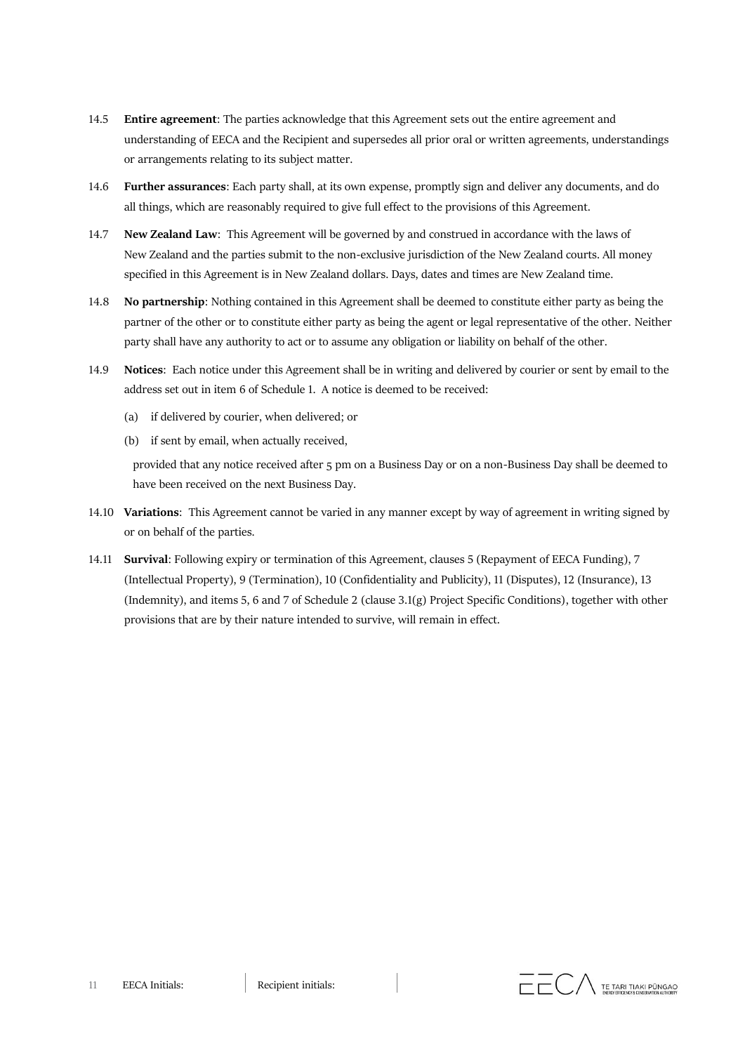14.5 **Entire agreement**: The parties acknowledge that this Agreement sets out the entire agreement and understanding of EECA and the Recipient and supersedes all prior oral or written agreements, understandings or arrangements relating to its subject matter.

14.6 **Further assurances**: Each party shall, at its own expense, promptly sign and deliver any documents, and do all things, which are reasonably required to give full effect to the provisions of this Agreement.

14.7 **New Zealand Law**: This Agreement will be governed by and construed in accordance with the laws of New Zealand and the parties submit to the non-exclusive jurisdiction of the New Zealand courts. All money specified in this Agreement is in New Zealand dollars. Days, dates and times are New Zealand time.

14.8 **No partnership**: Nothing contained in this Agreement shall be deemed to constitute either party as being the partner of the other or to constitute either party as being the agent or legal representative of the other. Neither party shall have any authority to act or to assume any obligation or liability on behalf of the other.

14.9 **Notices**: Each notice under this Agreement shall be in writing and delivered by courier or sent by email to the address set out in item 6 of Schedule 1. A notice is deemed to be received:

(a) if delivered by courier, when delivered; or

(b) if sent by email, when actually received,

provided that any notice received after 5 pm on a Business Day or on a non-Business Day shall be deemed to have been received on the next Business Day.

14.10 **Variations**: This Agreement cannot be varied in any manner except by way of agreement in writing signed by or on behalf of the parties.

14.11 **Survival**: Following expiry or termination of this Agreement, clauses 5 (Repayment of EECA Funding), 7 (Intellectual Property), 9 (Termination), 10 (Confidentiality and Publicity), 11 (Disputes), 12 (Insurance), 13 (Indemnity), and items 5, 6 and 7 of Schedule 2 (clause 3.1(g) Project Specific Conditions), together with other provisions that are by their nature intended to survive, will remain in effect.

EECA Initials: | Recipient initials: |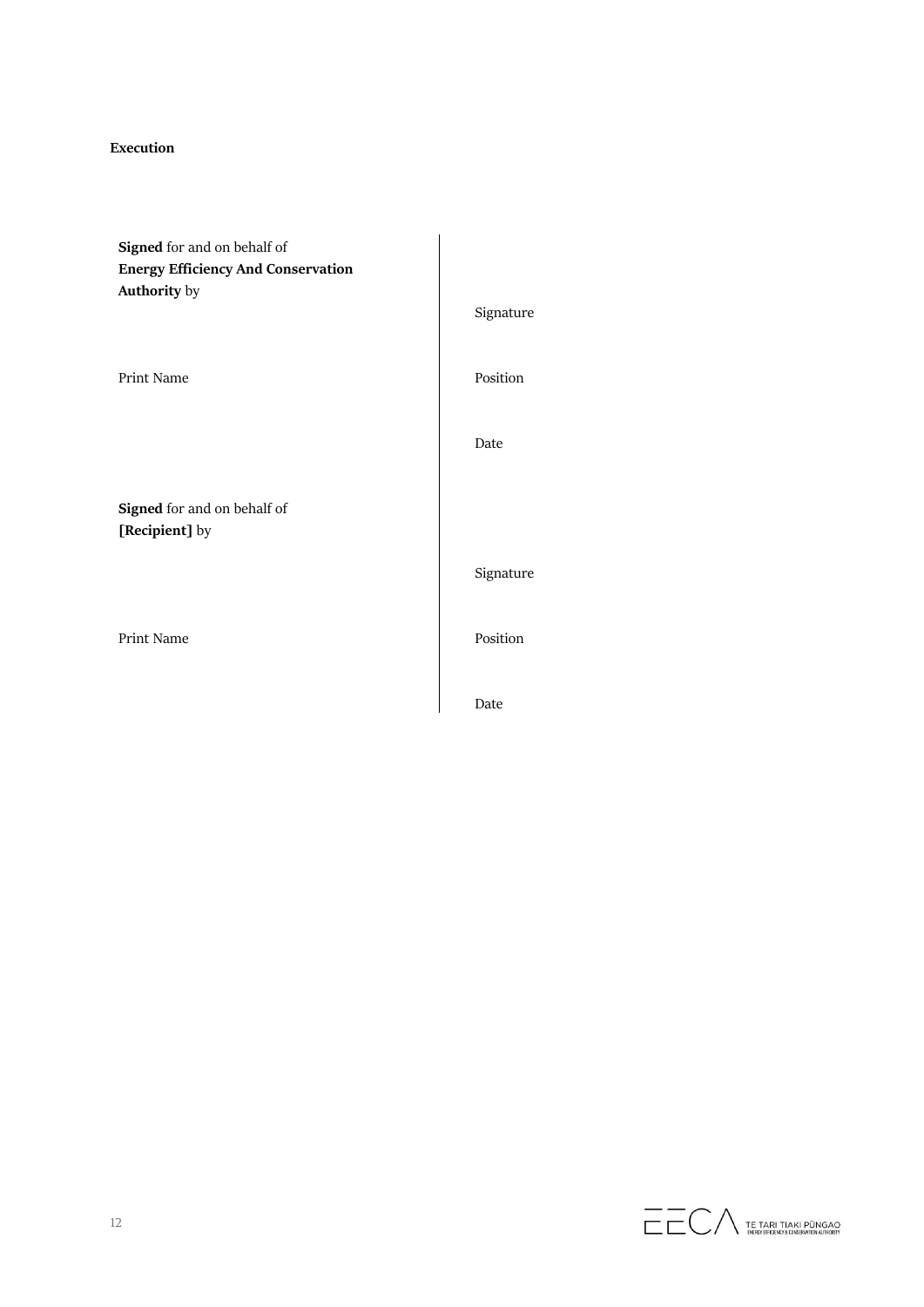**Execution**

| | |
|---|---|
| **Signed** for and on behalf of **Energy Efficiency And Conservation Authority** by | Signature |
| Print Name | Position |
| | Date |
| **Signed** for and on behalf of **[Recipient]** by | Signature |
| Print Name | Position |
| | Date |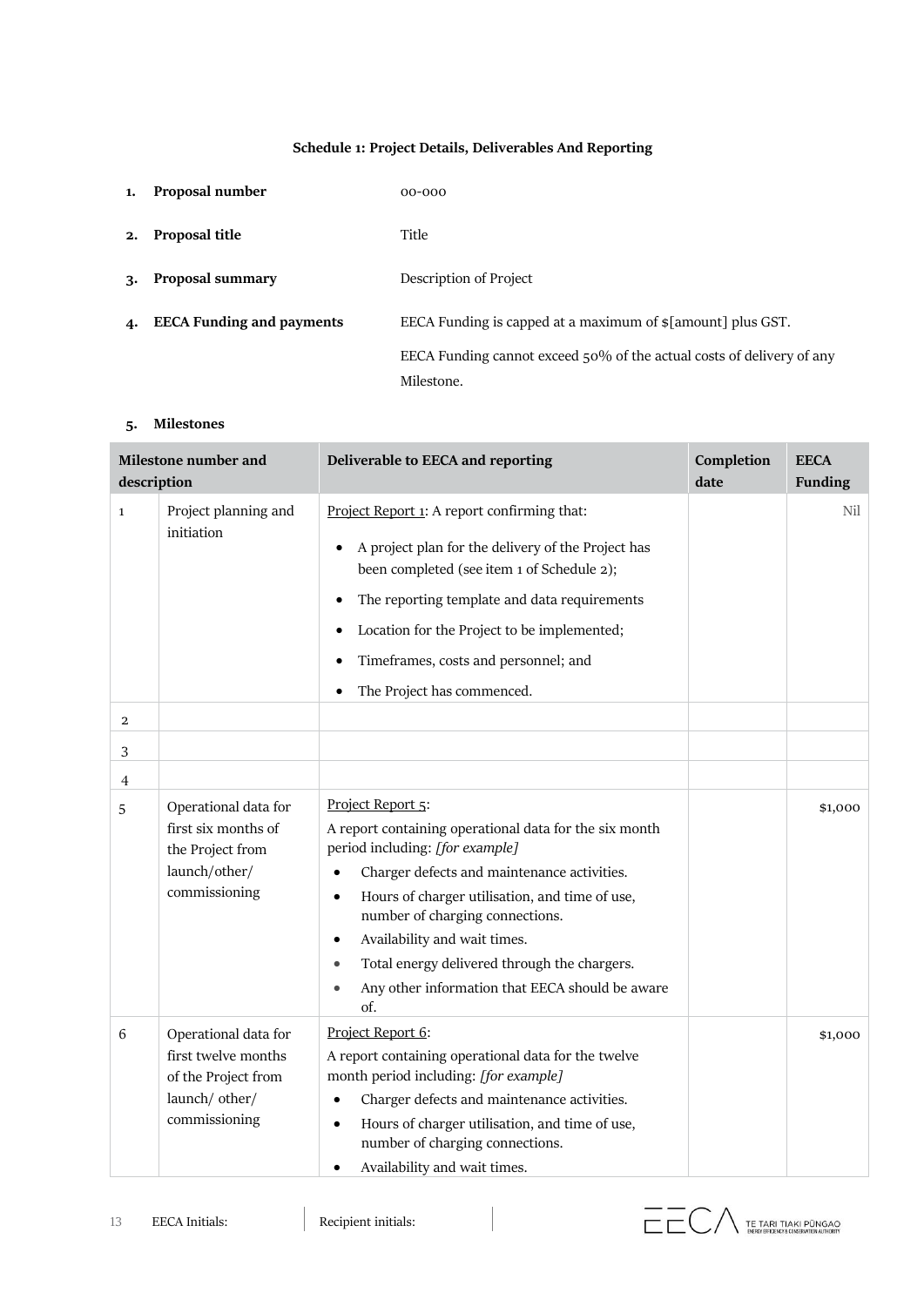**Schedule 1: Project Details, Deliverables And Reporting**

1. **Proposal number** 00-000

2. **Proposal title** Title

3. **Proposal summary** Description of Project

4. **EECA Funding and payments** EECA Funding is capped at a maximum of $[amount] plus GST.

   EECA Funding cannot exceed 50% of the actual costs of delivery of any Milestone.

5. **Milestones**

| Milestone number and description | | Deliverable to EECA and reporting | Completion date | EECA Funding |
|---|---|---|---|---|
| 1 | Project planning and initiation | Project Report 1: A report confirming that:<br>• A project plan for the delivery of the Project has been completed (see item 1 of Schedule 2);<br>• The reporting template and data requirements<br>• Location for the Project to be implemented;<br>• Timeframes, costs and personnel; and<br>• The Project has commenced. | | Nil |
| 2 | | | | |
| 3 | | | | |
| 4 | | | | |
| 5 | Operational data for first six months of the Project from launch/other/ commissioning | Project Report 5:<br>A report containing operational data for the six month period including: *[for example]*<br>• Charger defects and maintenance activities.<br>• Hours of charger utilisation, and time of use, number of charging connections.<br>• Availability and wait times.<br>• Total energy delivered through the chargers.<br>• Any other information that EECA should be aware of. | | $1,000 |
| 6 | Operational data for first twelve months of the Project from launch/ other/ commissioning | Project Report 6:<br>A report containing operational data for the twelve month period including: *[for example]*<br>• Charger defects and maintenance activities.<br>• Hours of charger utilisation, and time of use, number of charging connections.<br>• Availability and wait times. | | $1,000 |

EECA Initials: Recipient initials: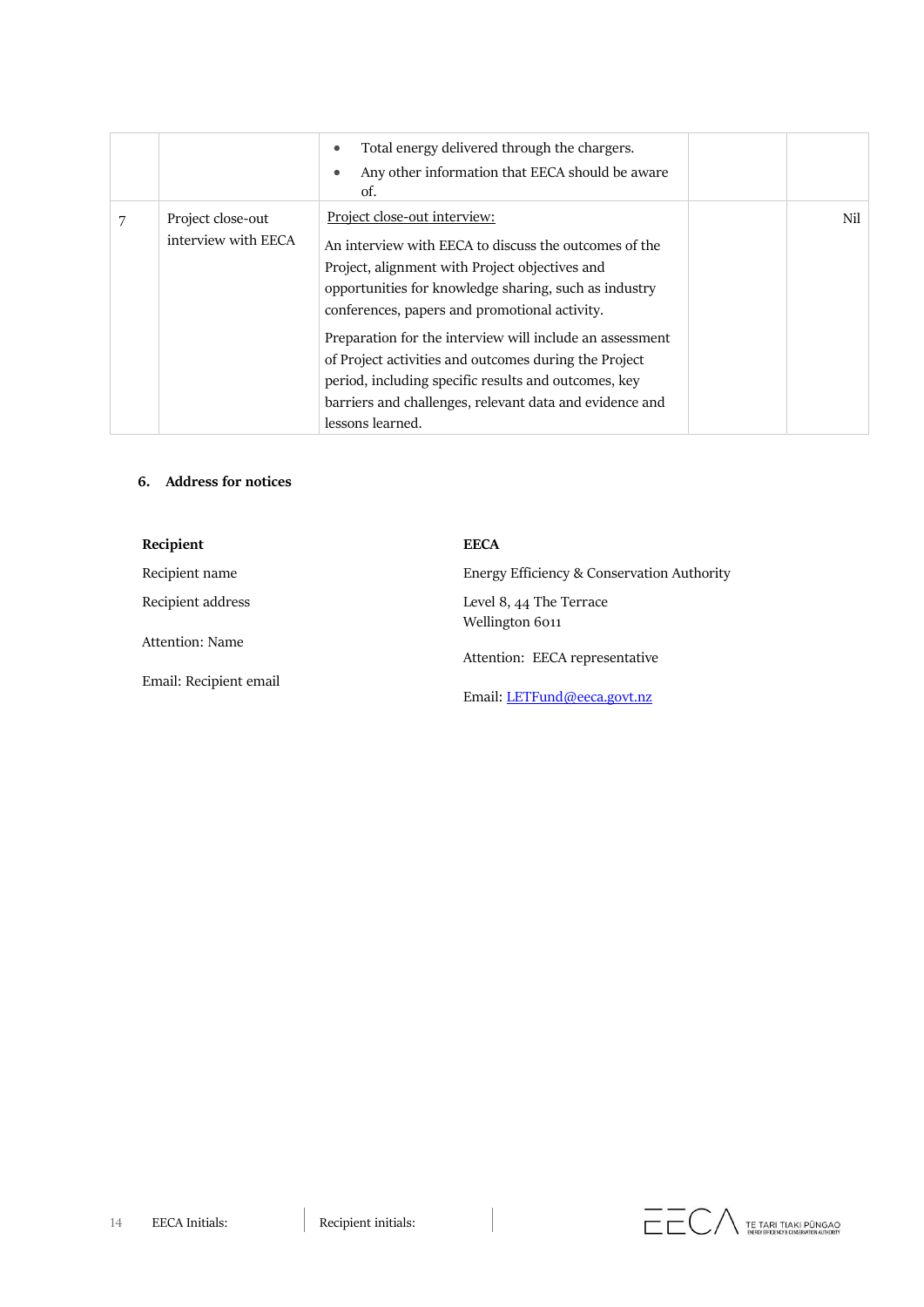| | | | | |
|---|---|---|---|---|
| | | • Total energy delivered through the chargers.<br>• Any other information that EECA should be aware of. | | |
| 7 | Project close-out interview with EECA | <u>Project close-out interview:</u><br>An interview with EECA to discuss the outcomes of the Project, alignment with Project objectives and opportunities for knowledge sharing, such as industry conferences, papers and promotional activity.<br>Preparation for the interview will include an assessment of Project activities and outcomes during the Project period, including specific results and outcomes, key barriers and challenges, relevant data and evidence and lessons learned. | | Nil |

**6. Address for notices**

| **Recipient** | **EECA** |
|---|---|
| Recipient name | Energy Efficiency & Conservation Authority |
| Recipient address | Level 8, 44 The Terrace<br>Wellington 6011 |
| Attention: Name | Attention: EECA representative |
| Email: Recipient email | Email: LETFund@eeca.govt.nz |

EECA Initials: | Recipient initials: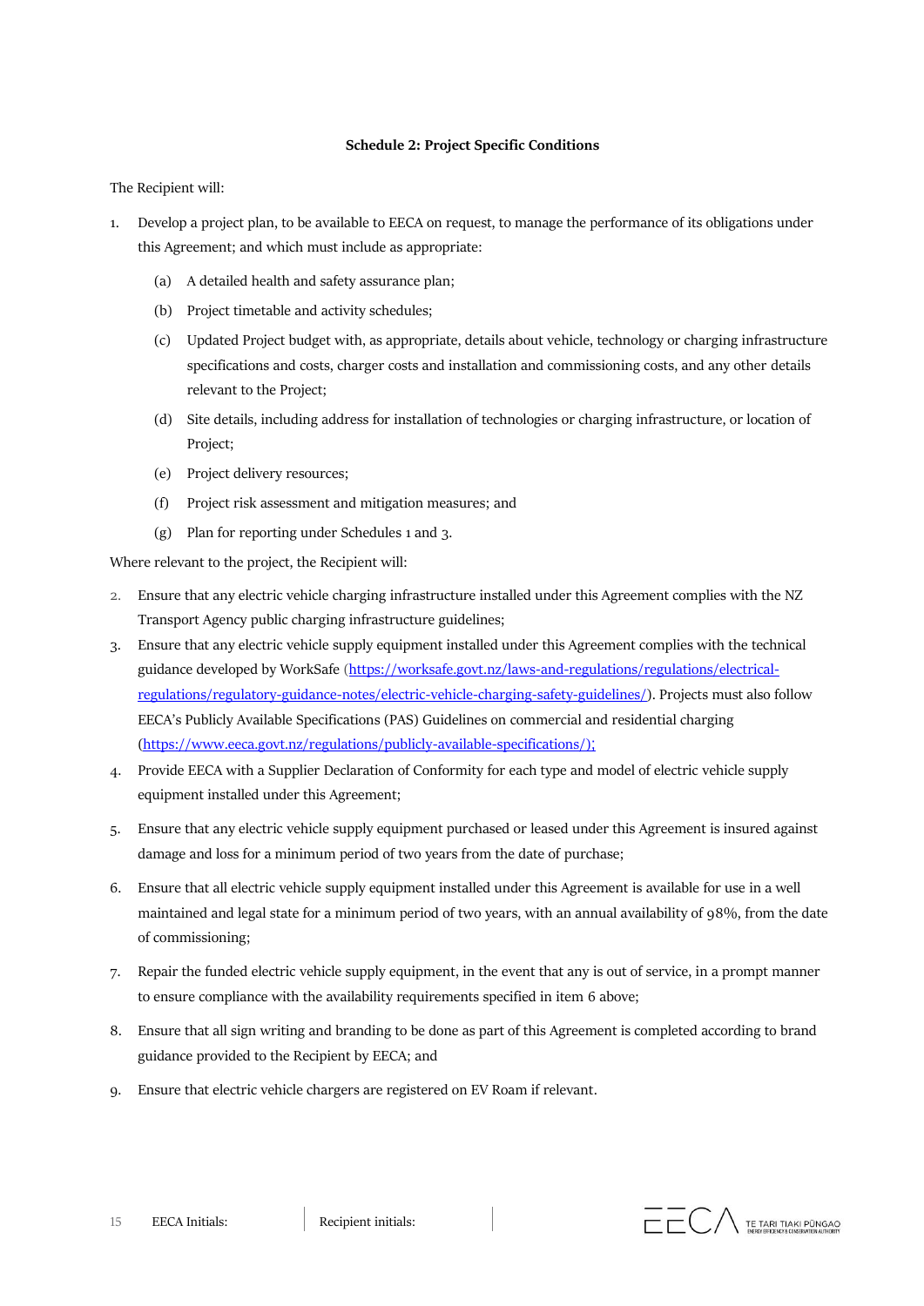**Schedule 2: Project Specific Conditions**

The Recipient will:

1. Develop a project plan, to be available to EECA on request, to manage the performance of its obligations under this Agreement; and which must include as appropriate:
   - (a) A detailed health and safety assurance plan;
   - (b) Project timetable and activity schedules;
   - (c) Updated Project budget with, as appropriate, details about vehicle, technology or charging infrastructure specifications and costs, charger costs and installation and commissioning costs, and any other details relevant to the Project;
   - (d) Site details, including address for installation of technologies or charging infrastructure, or location of Project;
   - (e) Project delivery resources;
   - (f) Project risk assessment and mitigation measures; and
   - (g) Plan for reporting under Schedules 1 and 3.

Where relevant to the project, the Recipient will:

2. Ensure that any electric vehicle charging infrastructure installed under this Agreement complies with the NZ Transport Agency public charging infrastructure guidelines;
3. Ensure that any electric vehicle supply equipment installed under this Agreement complies with the technical guidance developed by WorkSafe (https://worksafe.govt.nz/laws-and-regulations/regulations/electrical-regulations/regulatory-guidance-notes/electric-vehicle-charging-safety-guidelines/). Projects must also follow EECA's Publicly Available Specifications (PAS) Guidelines on commercial and residential charging (https://www.eeca.govt.nz/regulations/publicly-available-specifications/);
4. Provide EECA with a Supplier Declaration of Conformity for each type and model of electric vehicle supply equipment installed under this Agreement;
5. Ensure that any electric vehicle supply equipment purchased or leased under this Agreement is insured against damage and loss for a minimum period of two years from the date of purchase;
6. Ensure that all electric vehicle supply equipment installed under this Agreement is available for use in a well maintained and legal state for a minimum period of two years, with an annual availability of 98%, from the date of commissioning;
7. Repair the funded electric vehicle supply equipment, in the event that any is out of service, in a prompt manner to ensure compliance with the availability requirements specified in item 6 above;
8. Ensure that all sign writing and branding to be done as part of this Agreement is completed according to brand guidance provided to the Recipient by EECA; and
9. Ensure that electric vehicle chargers are registered on EV Roam if relevant.

EECA Initials: | Recipient initials: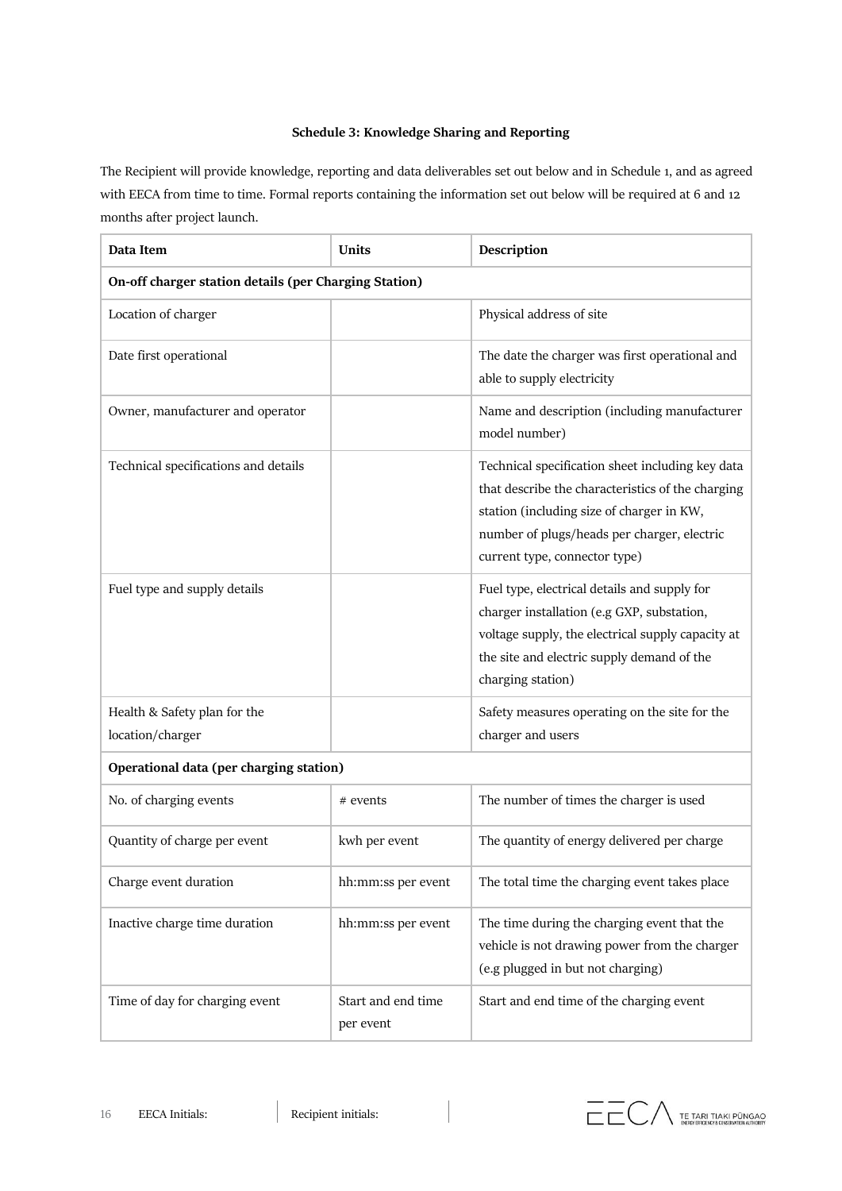**Schedule 3: Knowledge Sharing and Reporting**

The Recipient will provide knowledge, reporting and data deliverables set out below and in Schedule 1, and as agreed with EECA from time to time. Formal reports containing the information set out below will be required at 6 and 12 months after project launch.

| Data Item | Units | Description |
|---|---|---|
| **On-off charger station details (per Charging Station)** | | |
| Location of charger | | Physical address of site |
| Date first operational | | The date the charger was first operational and able to supply electricity |
| Owner, manufacturer and operator | | Name and description (including manufacturer model number) |
| Technical specifications and details | | Technical specification sheet including key data that describe the characteristics of the charging station (including size of charger in KW, number of plugs/heads per charger, electric current type, connector type) |
| Fuel type and supply details | | Fuel type, electrical details and supply for charger installation (e.g GXP, substation, voltage supply, the electrical supply capacity at the site and electric supply demand of the charging station) |
| Health & Safety plan for the location/charger | | Safety measures operating on the site for the charger and users |
| **Operational data (per charging station)** | | |
| No. of charging events | # events | The number of times the charger is used |
| Quantity of charge per event | kwh per event | The quantity of energy delivered per charge |
| Charge event duration | hh:mm:ss per event | The total time the charging event takes place |
| Inactive charge time duration | hh:mm:ss per event | The time during the charging event that the vehicle is not drawing power from the charger (e.g plugged in but not charging) |
| Time of day for charging event | Start and end time per event | Start and end time of the charging event |

EECA Initials: Recipient initials: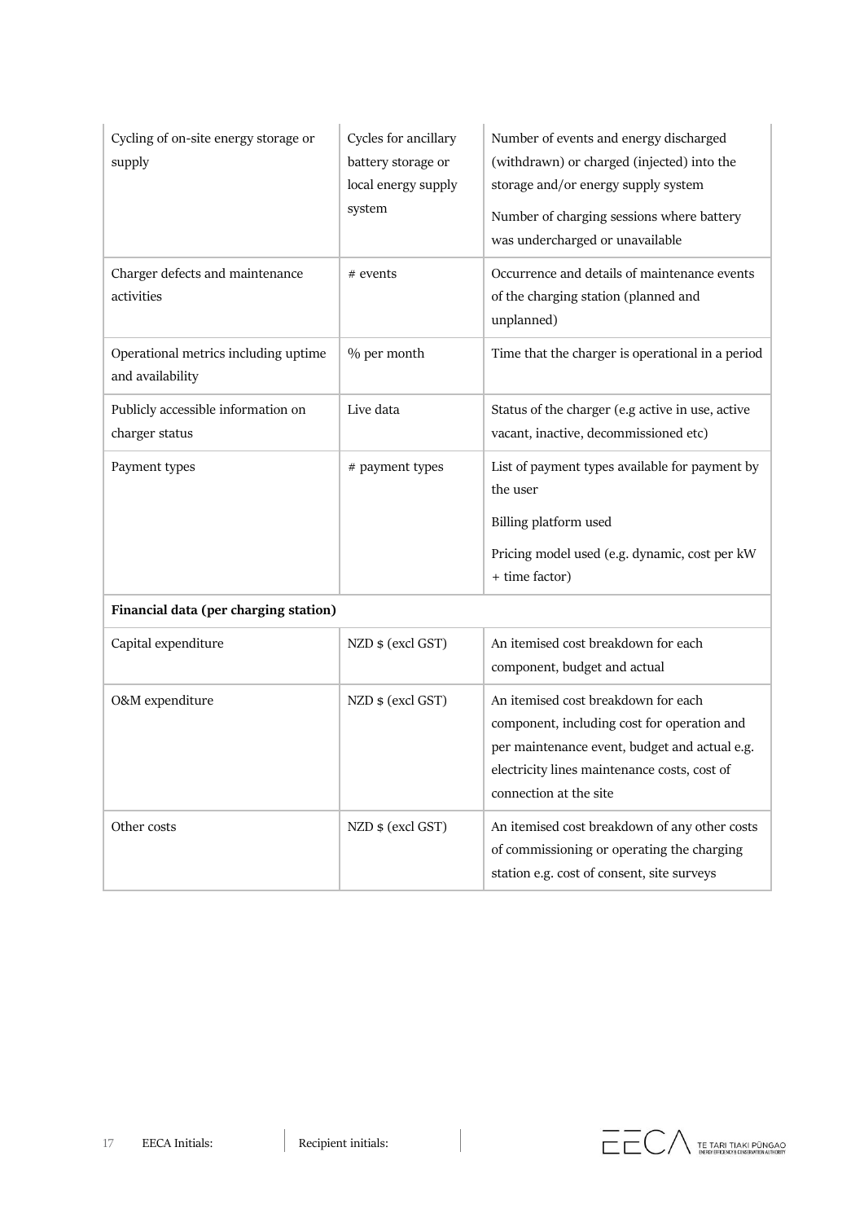| | | |
|---|---|---|
| Cycling of on-site energy storage or supply | Cycles for ancillary battery storage or local energy supply system | Number of events and energy discharged (withdrawn) or charged (injected) into the storage and/or energy supply system<br><br>Number of charging sessions where battery was undercharged or unavailable |
| Charger defects and maintenance activities | # events | Occurrence and details of maintenance events of the charging station (planned and unplanned) |
| Operational metrics including uptime and availability | % per month | Time that the charger is operational in a period |
| Publicly accessible information on charger status | Live data | Status of the charger (e.g active in use, active vacant, inactive, decommissioned etc) |
| Payment types | # payment types | List of payment types available for payment by the user<br><br>Billing platform used<br><br>Pricing model used (e.g. dynamic, cost per kW + time factor) |
| **Financial data (per charging station)** | | |
| Capital expenditure | NZD $ (excl GST) | An itemised cost breakdown for each component, budget and actual |
| O&M expenditure | NZD $ (excl GST) | An itemised cost breakdown for each component, including cost for operation and per maintenance event, budget and actual e.g. electricity lines maintenance costs, cost of connection at the site |
| Other costs | NZD $ (excl GST) | An itemised cost breakdown of any other costs of commissioning or operating the charging station e.g. cost of consent, site surveys |